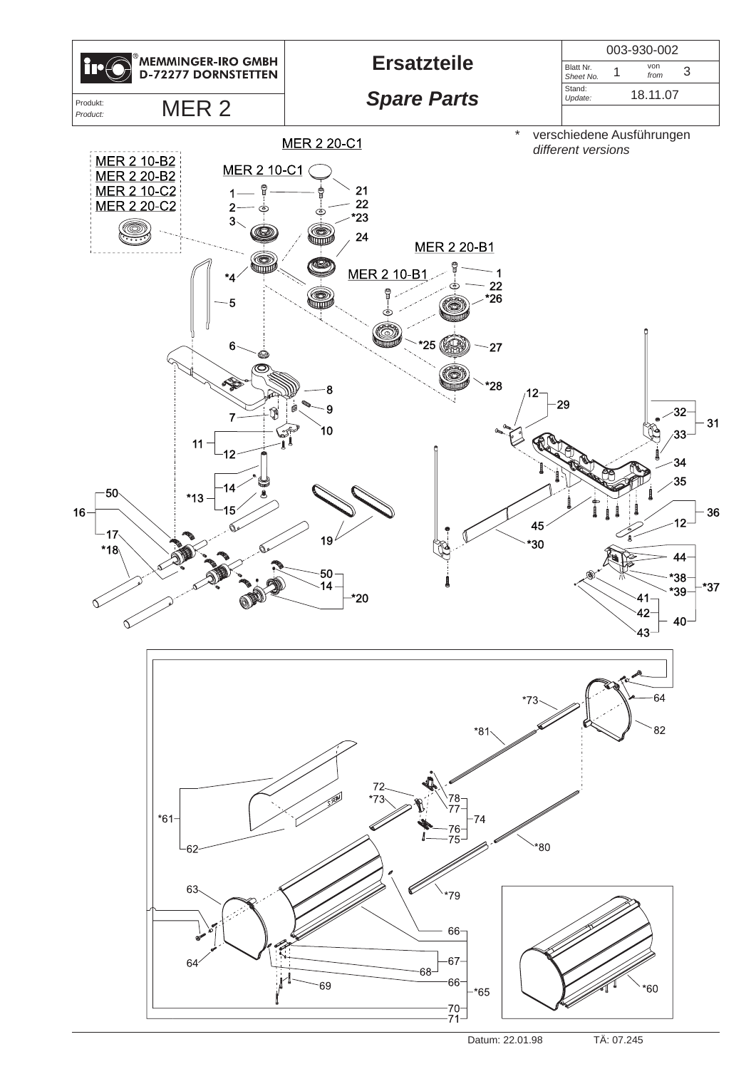| MEMMINGER-IRO GMBH D-72277 DORNSTETTEN | **Ersatzteile** | 003-930-002 |
|---|---|---|
| Produkt: *Product:* MER 2 | ***Spare Parts*** | Blatt Nr. *Sheet No.* 1 von *from* 3 |
| | | Stand: *Update:* 18.11.07 |

\* verschiedene Ausführungen
*different versions*

MER 2 20-C1

MER 2 10-B2
MER 2 20-B2
MER 2 10-C2
MER 2 20-C2

MER 2 10-C1

MER 2 20-B1

MER 2 10-B1

1, 2, 3, *4, 5, 6, 7, 8, 9, 10, 11, 12, *13, 14, 15, 16, 17, *18, 19, *20, 21, 22, *23, 24, *25, *26, 27, *28, 29, *30, 31, 32, 33, 34, 35, 36, *37, *38, *39, 40, 41, 42, 43, 44, 45, 50

*60, *61, 62, 63, 64, *65, 66, 67, 68, 69, 70, 71, 72, *73, 74, 75, 76, 77, 78, *79, *80, *81, 82

Datum: 22.01.98 TÄ: 07.245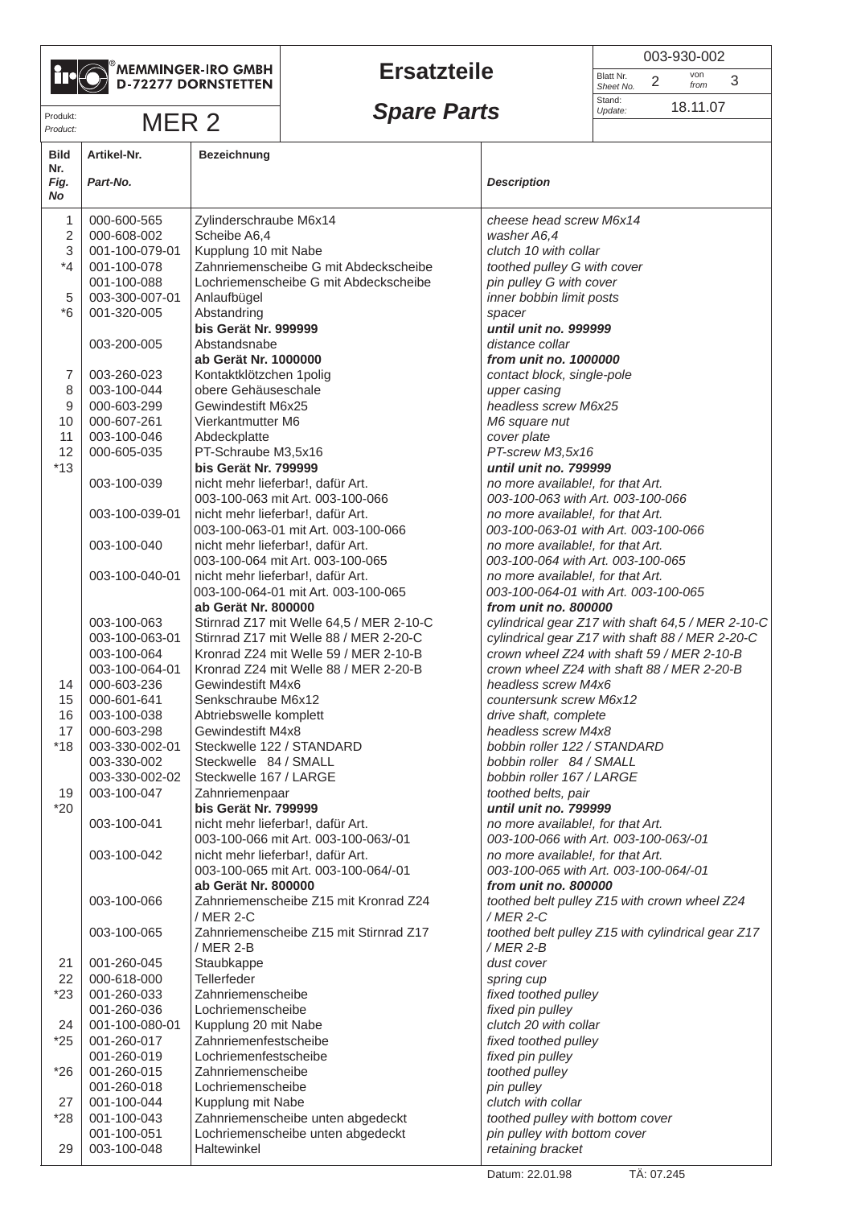**MEMMINGER-IRO GMBH**
**D-72277 DORNSTETTEN**

# Ersatzteile

## *Spare Parts*

003-930-002

Blatt Nr. / *Sheet No.* 2 von / *from* 3

Stand: / *Update:* 18.11.07

Produkt: / *Product:* MER 2

| Bild Nr. / *Fig. No* | Artikel-Nr. / *Part-No.* | Bezeichnung | *Description* |
|---|---|---|---|
| 1 | 000-600-565 | Zylinderschraube M6x14 | *cheese head screw M6x14* |
| 2 | 000-608-002 | Scheibe A6,4 | *washer A6,4* |
| 3 | 001-100-079-01 | Kupplung 10 mit Nabe | *clutch 10 with collar* |
| *4 | 001-100-078 | Zahnriemenscheibe G mit Abdeckscheibe | *toothed pulley G with cover* |
| | 001-100-088 | Lochriemenscheibe G mit Abdeckscheibe | *pin pulley G with cover* |
| 5 | 003-300-007-01 | Anlaufbügel | *inner bobbin limit posts* |
| *6 | 001-320-005 | Abstandring | *spacer* |
| | | **bis Gerät Nr. 999999** | ***until unit no. 999999*** |
| | 003-200-005 | Abstandsnabe | *distance collar* |
| | | **ab Gerät Nr. 1000000** | ***from unit no. 1000000*** |
| 7 | 003-260-023 | Kontaktklötzchen 1polig | *contact block, single-pole* |
| 8 | 003-100-044 | obere Gehäuseschale | *upper casing* |
| 9 | 000-603-299 | Gewindestift M6x25 | *headless screw M6x25* |
| 10 | 000-607-261 | Vierkantmutter M6 | *M6 square nut* |
| 11 | 003-100-046 | Abdeckplatte | *cover plate* |
| 12 | 000-605-035 | PT-Schraube M3,5x16 | *PT-screw M3,5x16* |
| *13 | | **bis Gerät Nr. 799999** | ***until unit no. 799999*** |
| | 003-100-039 | nicht mehr lieferbar!, dafür Art. 003-100-063 mit Art. 003-100-066 | *no more available!, for that Art. 003-100-063 with Art. 003-100-066* |
| | 003-100-039-01 | nicht mehr lieferbar!, dafür Art. 003-100-063-01 mit Art. 003-100-066 | *no more available!, for that Art. 003-100-063-01 with Art. 003-100-066* |
| | 003-100-040 | nicht mehr lieferbar!, dafür Art. 003-100-064 mit Art. 003-100-065 | *no more available!, for that Art. 003-100-064 with Art. 003-100-065* |
| | 003-100-040-01 | nicht mehr lieferbar!, dafür Art. 003-100-064-01 mit Art. 003-100-065 | *no more available!, for that Art. 003-100-064-01 with Art. 003-100-065* |
| | | **ab Gerät Nr. 800000** | ***from unit no. 800000*** |
| | 003-100-063 | Stirnrad Z17 mit Welle 64,5 / MER 2-10-C | *cylindrical gear Z17 with shaft 64,5 / MER 2-10-C* |
| | 003-100-063-01 | Stirnrad Z17 mit Welle 88 / MER 2-20-C | *cylindrical gear Z17 with shaft 88 / MER 2-20-C* |
| | 003-100-064 | Kronrad Z24 mit Welle 59 / MER 2-10-B | *crown wheel Z24 with shaft 59 / MER 2-10-B* |
| | 003-100-064-01 | Kronrad Z24 mit Welle 88 / MER 2-20-B | *crown wheel Z24 with shaft 88 / MER 2-20-B* |
| 14 | 000-603-236 | Gewindestift M4x6 | *headless screw M4x6* |
| 15 | 000-601-641 | Senkschraube M6x12 | *countersunk screw M6x12* |
| 16 | 003-100-038 | Abtriebswelle komplett | *drive shaft, complete* |
| 17 | 000-603-298 | Gewindestift M4x8 | *headless screw M4x8* |
| *18 | 003-330-002-01 | Steckwelle 122 / STANDARD | *bobbin roller 122 / STANDARD* |
| | 003-330-002 | Steckwelle 84 / SMALL | *bobbin roller 84 / SMALL* |
| | 003-330-002-02 | Steckwelle 167 / LARGE | *bobbin roller 167 / LARGE* |
| 19 | 003-100-047 | Zahnriemenpaar | *toothed belts, pair* |
| *20 | | **bis Gerät Nr. 799999** | ***until unit no. 799999*** |
| | 003-100-041 | nicht mehr lieferbar!, dafür Art. 003-100-066 mit Art. 003-100-063/-01 | *no more available!, for that Art. 003-100-066 with Art. 003-100-063/-01* |
| | 003-100-042 | nicht mehr lieferbar!, dafür Art. 003-100-065 mit Art. 003-100-064/-01 | *no more available!, for that Art. 003-100-065 with Art. 003-100-064/-01* |
| | | **ab Gerät Nr. 800000** | ***from unit no. 800000*** |
| | 003-100-066 | Zahnriemenscheibe Z15 mit Kronrad Z24 / MER 2-C | *toothed belt pulley Z15 with crown wheel Z24 / MER 2-C* |
| | 003-100-065 | Zahnriemenscheibe Z15 mit Stirnrad Z17 / MER 2-B | *toothed belt pulley Z15 with cylindrical gear Z17 / MER 2-B* |
| 21 | 001-260-045 | Staubkappe | *dust cover* |
| 22 | 000-618-000 | Tellerfeder | *spring cup* |
| *23 | 001-260-033 | Zahnriemenscheibe | *fixed toothed pulley* |
| | 001-260-036 | Lochriemenscheibe | *fixed pin pulley* |
| 24 | 001-100-080-01 | Kupplung 20 mit Nabe | *clutch 20 with collar* |
| *25 | 001-260-017 | Zahnriemenfestscheibe | *fixed toothed pulley* |
| | 001-260-019 | Lochriemenfestscheibe | *fixed pin pulley* |
| *26 | 001-260-015 | Zahnriemenscheibe | *toothed pulley* |
| | 001-260-018 | Lochriemenscheibe | *pin pulley* |
| 27 | 001-100-044 | Kupplung mit Nabe | *clutch with collar* |
| *28 | 001-100-043 | Zahnriemenscheibe unten abgedeckt | *toothed pulley with bottom cover* |
| | 001-100-051 | Lochriemenscheibe unten abgedeckt | *pin pulley with bottom cover* |
| 29 | 003-100-048 | Haltewinkel | *retaining bracket* |

Datum: 22.01.98 TÄ: 07.245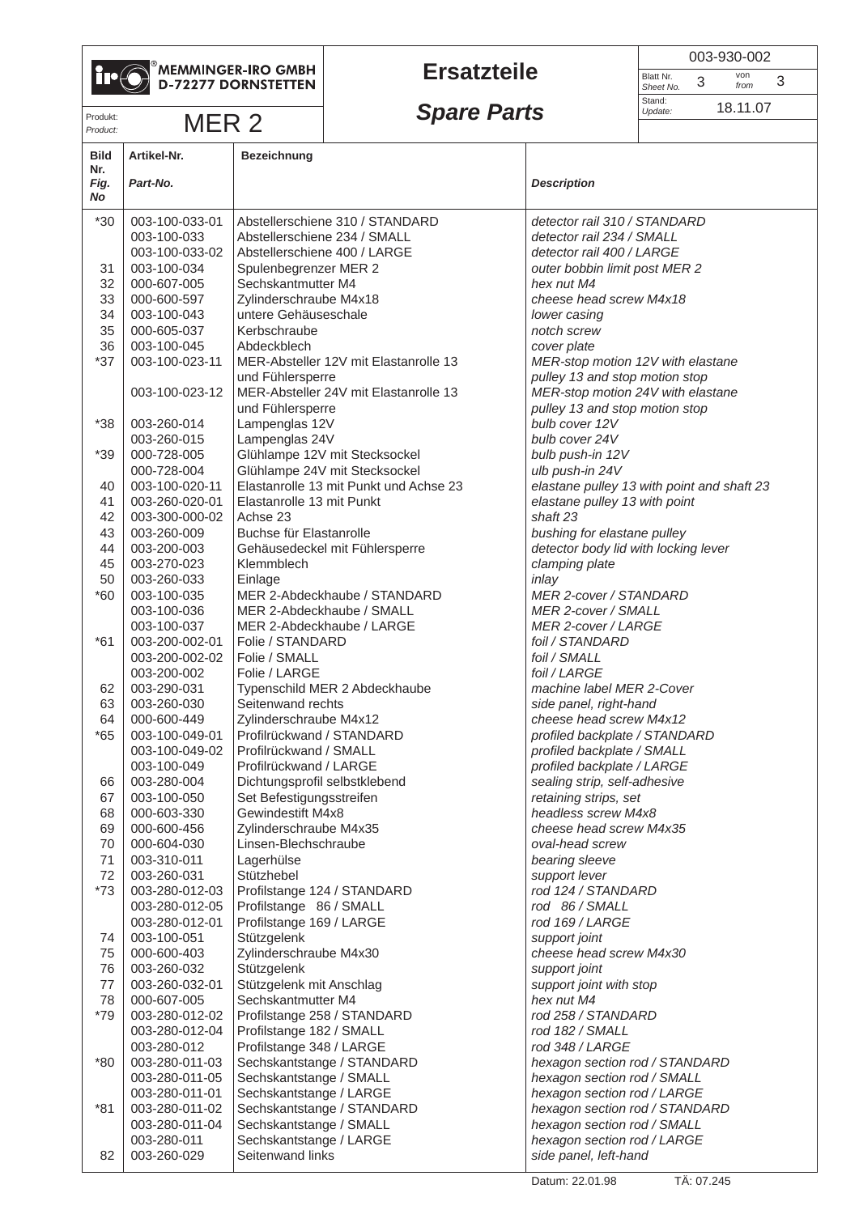| MEMMINGER-IRO GMBH D-72277 DORNSTETTEN | Ersatzteile *Spare Parts* | 003-930-002 |
|---|---|---|
| Produkt: *Product:* MER 2 | | Blatt Nr. *Sheet No.* 3 von *from* 3 |
| | | Stand: *Update:* 18.11.07 |

| Bild Nr. *Fig. No* | Artikel-Nr. *Part-No.* | Bezeichnung | *Description* |
|---|---|---|---|
| *30 | 003-100-033-01 | Abstellerschiene 310 / STANDARD | *detector rail 310 / STANDARD* |
| | 003-100-033 | Abstellerschiene 234 / SMALL | *detector rail 234 / SMALL* |
| | 003-100-033-02 | Abstellerschiene 400 / LARGE | *detector rail 400 / LARGE* |
| 31 | 003-100-034 | Spulenbegrenzer MER 2 | *outer bobbin limit post MER 2* |
| 32 | 000-607-005 | Sechskantmutter M4 | *hex nut M4* |
| 33 | 000-600-597 | Zylinderschraube M4x18 | *cheese head screw M4x18* |
| 34 | 003-100-043 | untere Gehäuseschale | *lower casing* |
| 35 | 000-605-037 | Kerbschraube | *notch screw* |
| 36 | 003-100-045 | Abdeckblech | *cover plate* |
| *37 | 003-100-023-11 | MER-Absteller 12V mit Elastanrolle 13 und Fühlersperre | *MER-stop motion 12V with elastane pulley 13 and stop motion stop* |
| | 003-100-023-12 | MER-Absteller 24V mit Elastanrolle 13 und Fühlersperre | *MER-stop motion 24V with elastane pulley 13 and stop motion stop* |
| *38 | 003-260-014 | Lampenglas 12V | *bulb cover 12V* |
| | 003-260-015 | Lampenglas 24V | *bulb cover 24V* |
| *39 | 000-728-005 | Glühlampe 12V mit Stecksockel | *bulb push-in 12V* |
| | 000-728-004 | Glühlampe 24V mit Stecksockel | *ulb push-in 24V* |
| 40 | 003-100-020-11 | Elastanrolle 13 mit Punkt und Achse 23 | *elastane pulley 13 with point and shaft 23* |
| 41 | 003-260-020-01 | Elastanrolle 13 mit Punkt | *elastane pulley 13 with point* |
| 42 | 003-300-000-02 | Achse 23 | *shaft 23* |
| 43 | 003-260-009 | Buchse für Elastanrolle | *bushing for elastane pulley* |
| 44 | 003-200-003 | Gehäusedeckel mit Fühlersperre | *detector body lid with locking lever* |
| 45 | 003-270-023 | Klemmblech | *clamping plate* |
| 50 | 003-260-033 | Einlage | *inlay* |
| *60 | 003-100-035 | MER 2-Abdeckhaube / STANDARD | *MER 2-cover / STANDARD* |
| | 003-100-036 | MER 2-Abdeckhaube / SMALL | *MER 2-cover / SMALL* |
| | 003-100-037 | MER 2-Abdeckhaube / LARGE | *MER 2-cover / LARGE* |
| *61 | 003-200-002-01 | Folie / STANDARD | *foil / STANDARD* |
| | 003-200-002-02 | Folie / SMALL | *foil / SMALL* |
| | 003-200-002 | Folie / LARGE | *foil / LARGE* |
| 62 | 003-290-031 | Typenschild MER 2 Abdeckhaube | *machine label MER 2-Cover* |
| 63 | 003-260-030 | Seitenwand rechts | *side panel, right-hand* |
| 64 | 000-600-449 | Zylinderschraube M4x12 | *cheese head screw M4x12* |
| *65 | 003-100-049-01 | Profilrückwand / STANDARD | *profiled backplate / STANDARD* |
| | 003-100-049-02 | Profilrückwand / SMALL | *profiled backplate / SMALL* |
| | 003-100-049 | Profilrückwand / LARGE | *profiled backplate / LARGE* |
| 66 | 003-280-004 | Dichtungsprofil selbstklebend | *sealing strip, self-adhesive* |
| 67 | 003-100-050 | Set Befestigungsstreifen | *retaining strips, set* |
| 68 | 000-603-330 | Gewindestift M4x8 | *headless screw M4x8* |
| 69 | 000-600-456 | Zylinderschraube M4x35 | *cheese head screw M4x35* |
| 70 | 000-604-030 | Linsen-Blechschraube | *oval-head screw* |
| 71 | 003-310-011 | Lagerhülse | *bearing sleeve* |
| 72 | 003-260-031 | Stützhebel | *support lever* |
| *73 | 003-280-012-03 | Profilstange 124 / STANDARD | *rod 124 / STANDARD* |
| | 003-280-012-05 | Profilstange 86 / SMALL | *rod 86 / SMALL* |
| | 003-280-012-01 | Profilstange 169 / LARGE | *rod 169 / LARGE* |
| 74 | 003-100-051 | Stützgelenk | *support joint* |
| 75 | 000-600-403 | Zylinderschraube M4x30 | *cheese head screw M4x30* |
| 76 | 003-260-032 | Stützgelenk | *support joint* |
| 77 | 003-260-032-01 | Stützgelenk mit Anschlag | *support joint with stop* |
| 78 | 000-607-005 | Sechskantmutter M4 | *hex nut M4* |
| *79 | 003-280-012-02 | Profilstange 258 / STANDARD | *rod 258 / STANDARD* |
| | 003-280-012-04 | Profilstange 182 / SMALL | *rod 182 / SMALL* |
| | 003-280-012 | Profilstange 348 / LARGE | *rod 348 / LARGE* |
| *80 | 003-280-011-03 | Sechskantstange / STANDARD | *hexagon section rod / STANDARD* |
| | 003-280-011-05 | Sechskantstange / SMALL | *hexagon section rod / SMALL* |
| | 003-280-011-01 | Sechskantstange / LARGE | *hexagon section rod / LARGE* |
| *81 | 003-280-011-02 | Sechskantstange / STANDARD | *hexagon section rod / STANDARD* |
| | 003-280-011-04 | Sechskantstange / SMALL | *hexagon section rod / SMALL* |
| | 003-280-011 | Sechskantstange / LARGE | *hexagon section rod / LARGE* |
| 82 | 003-260-029 | Seitenwand links | *side panel, left-hand* |

Datum: 22.01.98 TÄ: 07.245